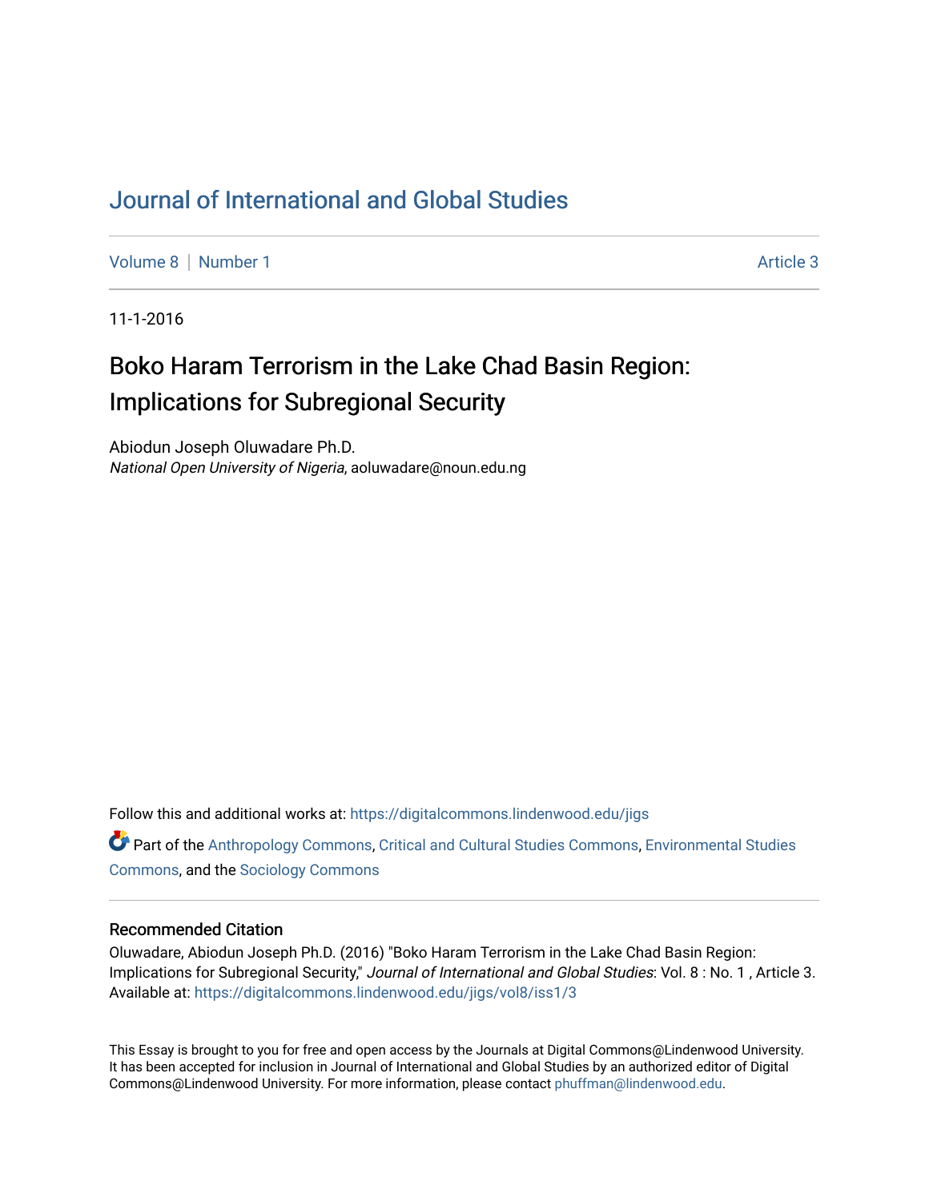# Journal of International and Global Studies

Volume 8 | Number 1 | Article 3

11-1-2016

## Boko Haram Terrorism in the Lake Chad Basin Region: Implications for Subregional Security

Abiodun Joseph Oluwadare Ph.D.
*National Open University of Nigeria*, aoluwadare@noun.edu.ng

Follow this and additional works at: https://digitalcommons.lindenwood.edu/jigs

Part of the Anthropology Commons, Critical and Cultural Studies Commons, Environmental Studies Commons, and the Sociology Commons

### Recommended Citation

Oluwadare, Abiodun Joseph Ph.D. (2016) "Boko Haram Terrorism in the Lake Chad Basin Region: Implications for Subregional Security," *Journal of International and Global Studies*: Vol. 8 : No. 1 , Article 3. Available at: https://digitalcommons.lindenwood.edu/jigs/vol8/iss1/3

This Essay is brought to you for free and open access by the Journals at Digital Commons@Lindenwood University. It has been accepted for inclusion in Journal of International and Global Studies by an authorized editor of Digital Commons@Lindenwood University. For more information, please contact phuffman@lindenwood.edu.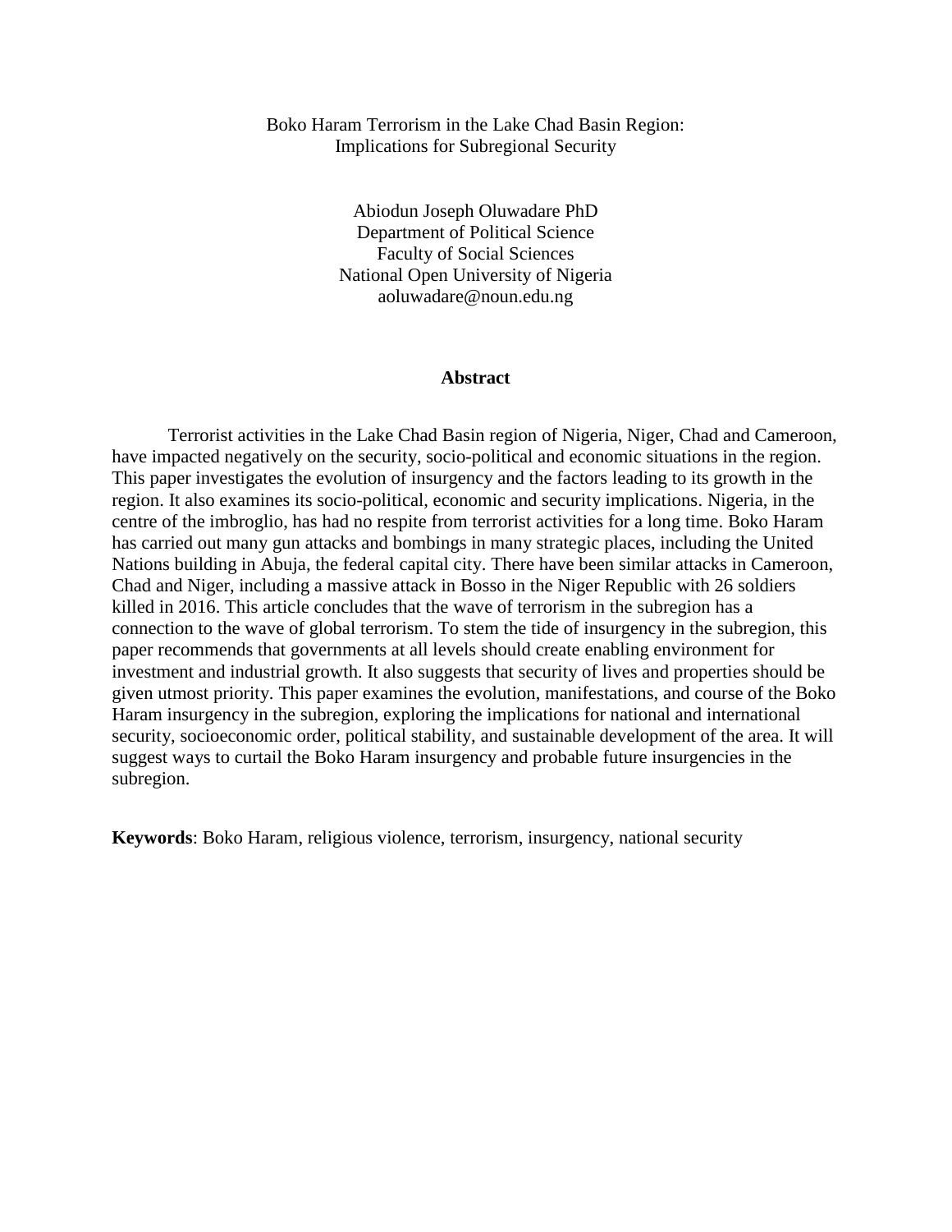# Boko Haram Terrorism in the Lake Chad Basin Region: Implications for Subregional Security

Abiodun Joseph Oluwadare PhD
Department of Political Science
Faculty of Social Sciences
National Open University of Nigeria
aoluwadare@noun.edu.ng

## Abstract

Terrorist activities in the Lake Chad Basin region of Nigeria, Niger, Chad and Cameroon, have impacted negatively on the security, socio-political and economic situations in the region. This paper investigates the evolution of insurgency and the factors leading to its growth in the region. It also examines its socio-political, economic and security implications. Nigeria, in the centre of the imbroglio, has had no respite from terrorist activities for a long time. Boko Haram has carried out many gun attacks and bombings in many strategic places, including the United Nations building in Abuja, the federal capital city. There have been similar attacks in Cameroon, Chad and Niger, including a massive attack in Bosso in the Niger Republic with 26 soldiers killed in 2016. This article concludes that the wave of terrorism in the subregion has a connection to the wave of global terrorism. To stem the tide of insurgency in the subregion, this paper recommends that governments at all levels should create enabling environment for investment and industrial growth. It also suggests that security of lives and properties should be given utmost priority. This paper examines the evolution, manifestations, and course of the Boko Haram insurgency in the subregion, exploring the implications for national and international security, socioeconomic order, political stability, and sustainable development of the area. It will suggest ways to curtail the Boko Haram insurgency and probable future insurgencies in the subregion.

**Keywords**: Boko Haram, religious violence, terrorism, insurgency, national security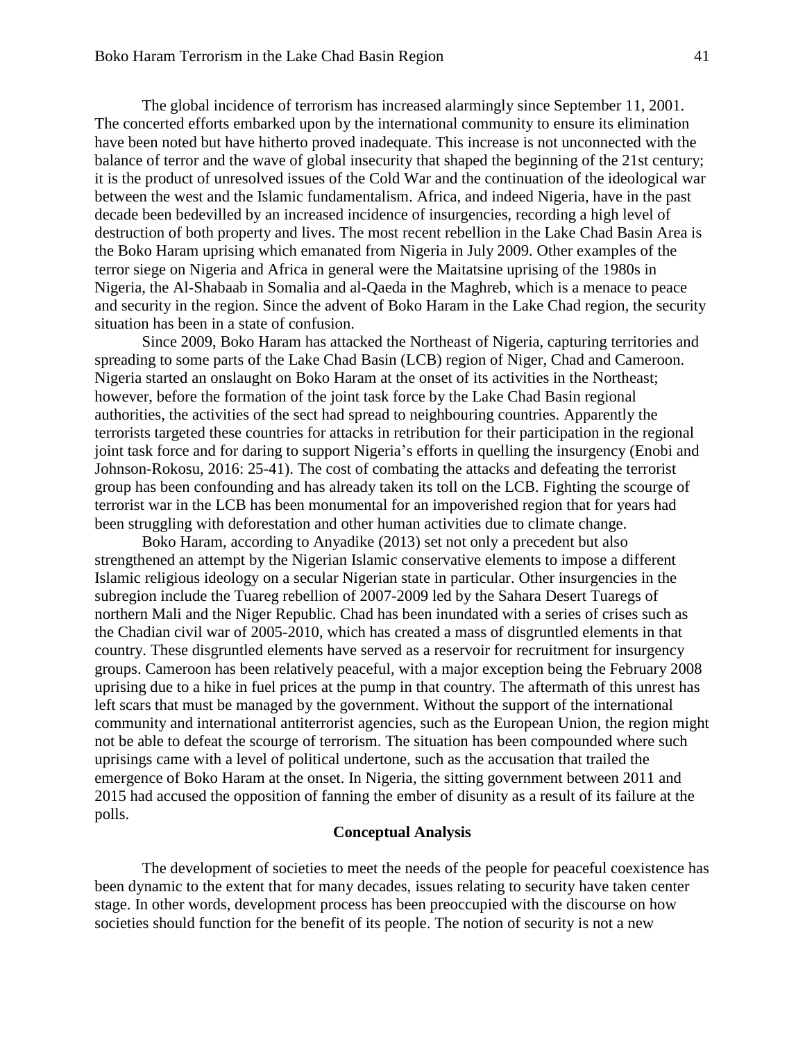The global incidence of terrorism has increased alarmingly since September 11, 2001. The concerted efforts embarked upon by the international community to ensure its elimination have been noted but have hitherto proved inadequate. This increase is not unconnected with the balance of terror and the wave of global insecurity that shaped the beginning of the 21st century; it is the product of unresolved issues of the Cold War and the continuation of the ideological war between the west and the Islamic fundamentalism. Africa, and indeed Nigeria, have in the past decade been bedevilled by an increased incidence of insurgencies, recording a high level of destruction of both property and lives. The most recent rebellion in the Lake Chad Basin Area is the Boko Haram uprising which emanated from Nigeria in July 2009. Other examples of the terror siege on Nigeria and Africa in general were the Maitatsine uprising of the 1980s in Nigeria, the Al-Shabaab in Somalia and al-Qaeda in the Maghreb, which is a menace to peace and security in the region. Since the advent of Boko Haram in the Lake Chad region, the security situation has been in a state of confusion.

Since 2009, Boko Haram has attacked the Northeast of Nigeria, capturing territories and spreading to some parts of the Lake Chad Basin (LCB) region of Niger, Chad and Cameroon. Nigeria started an onslaught on Boko Haram at the onset of its activities in the Northeast; however, before the formation of the joint task force by the Lake Chad Basin regional authorities, the activities of the sect had spread to neighbouring countries. Apparently the terrorists targeted these countries for attacks in retribution for their participation in the regional joint task force and for daring to support Nigeria's efforts in quelling the insurgency (Enobi and Johnson-Rokosu, 2016: 25-41). The cost of combating the attacks and defeating the terrorist group has been confounding and has already taken its toll on the LCB. Fighting the scourge of terrorist war in the LCB has been monumental for an impoverished region that for years had been struggling with deforestation and other human activities due to climate change.

Boko Haram, according to Anyadike (2013) set not only a precedent but also strengthened an attempt by the Nigerian Islamic conservative elements to impose a different Islamic religious ideology on a secular Nigerian state in particular. Other insurgencies in the subregion include the Tuareg rebellion of 2007-2009 led by the Sahara Desert Tuaregs of northern Mali and the Niger Republic. Chad has been inundated with a series of crises such as the Chadian civil war of 2005-2010, which has created a mass of disgruntled elements in that country. These disgruntled elements have served as a reservoir for recruitment for insurgency groups. Cameroon has been relatively peaceful, with a major exception being the February 2008 uprising due to a hike in fuel prices at the pump in that country. The aftermath of this unrest has left scars that must be managed by the government. Without the support of the international community and international antiterrorist agencies, such as the European Union, the region might not be able to defeat the scourge of terrorism. The situation has been compounded where such uprisings came with a level of political undertone, such as the accusation that trailed the emergence of Boko Haram at the onset. In Nigeria, the sitting government between 2011 and 2015 had accused the opposition of fanning the ember of disunity as a result of its failure at the polls.

## Conceptual Analysis

The development of societies to meet the needs of the people for peaceful coexistence has been dynamic to the extent that for many decades, issues relating to security have taken center stage. In other words, development process has been preoccupied with the discourse on how societies should function for the benefit of its people. The notion of security is not a new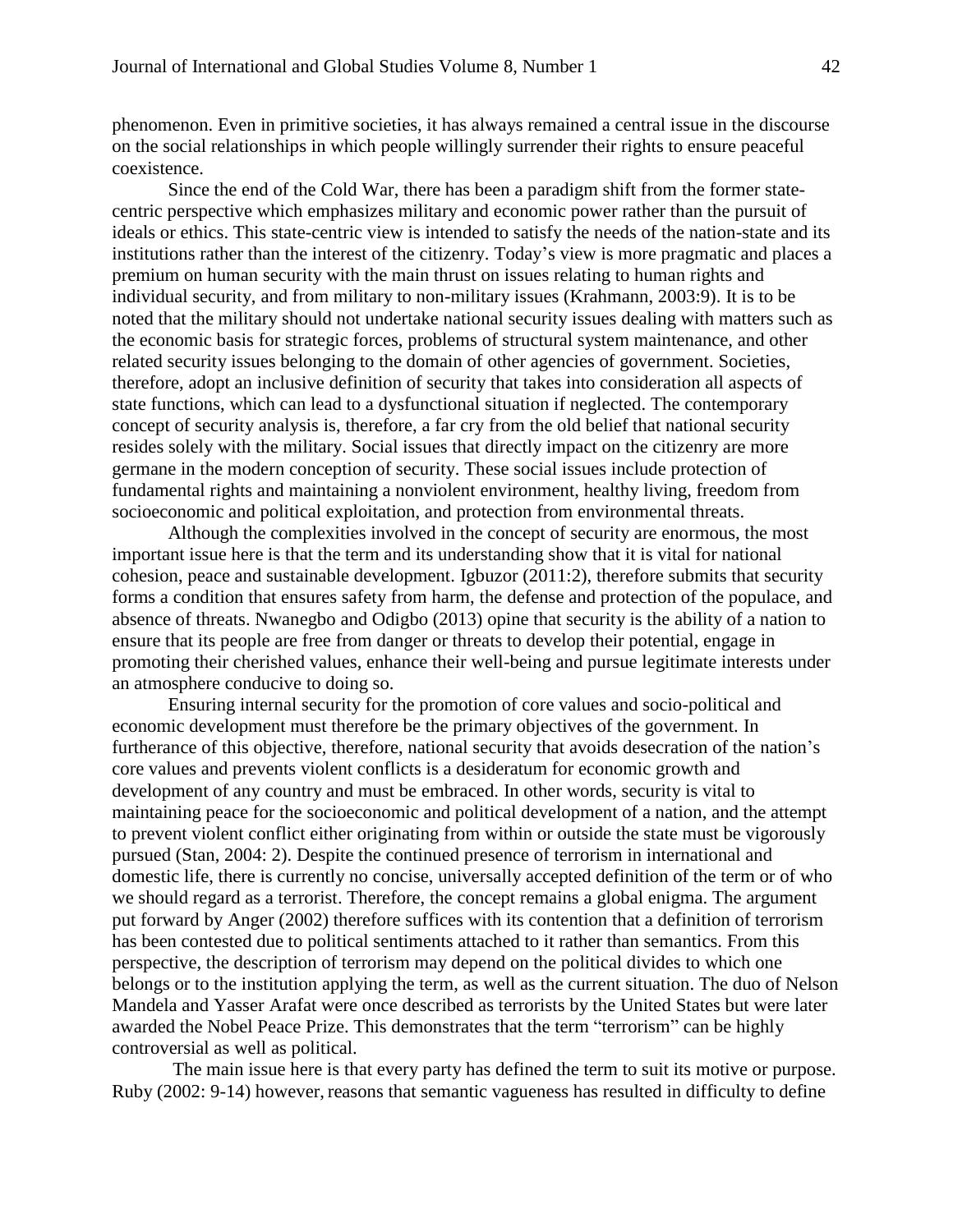phenomenon. Even in primitive societies, it has always remained a central issue in the discourse on the social relationships in which people willingly surrender their rights to ensure peaceful coexistence.

Since the end of the Cold War, there has been a paradigm shift from the former state-centric perspective which emphasizes military and economic power rather than the pursuit of ideals or ethics. This state-centric view is intended to satisfy the needs of the nation-state and its institutions rather than the interest of the citizenry. Today's view is more pragmatic and places a premium on human security with the main thrust on issues relating to human rights and individual security, and from military to non-military issues (Krahmann, 2003:9). It is to be noted that the military should not undertake national security issues dealing with matters such as the economic basis for strategic forces, problems of structural system maintenance, and other related security issues belonging to the domain of other agencies of government. Societies, therefore, adopt an inclusive definition of security that takes into consideration all aspects of state functions, which can lead to a dysfunctional situation if neglected. The contemporary concept of security analysis is, therefore, a far cry from the old belief that national security resides solely with the military. Social issues that directly impact on the citizenry are more germane in the modern conception of security. These social issues include protection of fundamental rights and maintaining a nonviolent environment, healthy living, freedom from socioeconomic and political exploitation, and protection from environmental threats.

Although the complexities involved in the concept of security are enormous, the most important issue here is that the term and its understanding show that it is vital for national cohesion, peace and sustainable development. Igbuzor (2011:2), therefore submits that security forms a condition that ensures safety from harm, the defense and protection of the populace, and absence of threats. Nwanegbo and Odigbo (2013) opine that security is the ability of a nation to ensure that its people are free from danger or threats to develop their potential, engage in promoting their cherished values, enhance their well-being and pursue legitimate interests under an atmosphere conducive to doing so.

Ensuring internal security for the promotion of core values and socio-political and economic development must therefore be the primary objectives of the government. In furtherance of this objective, therefore, national security that avoids desecration of the nation's core values and prevents violent conflicts is a desideratum for economic growth and development of any country and must be embraced. In other words, security is vital to maintaining peace for the socioeconomic and political development of a nation, and the attempt to prevent violent conflict either originating from within or outside the state must be vigorously pursued (Stan, 2004: 2). Despite the continued presence of terrorism in international and domestic life, there is currently no concise, universally accepted definition of the term or of who we should regard as a terrorist. Therefore, the concept remains a global enigma. The argument put forward by Anger (2002) therefore suffices with its contention that a definition of terrorism has been contested due to political sentiments attached to it rather than semantics. From this perspective, the description of terrorism may depend on the political divides to which one belongs or to the institution applying the term, as well as the current situation. The duo of Nelson Mandela and Yasser Arafat were once described as terrorists by the United States but were later awarded the Nobel Peace Prize. This demonstrates that the term "terrorism" can be highly controversial as well as political.

The main issue here is that every party has defined the term to suit its motive or purpose. Ruby (2002: 9-14) however, reasons that semantic vagueness has resulted in difficulty to define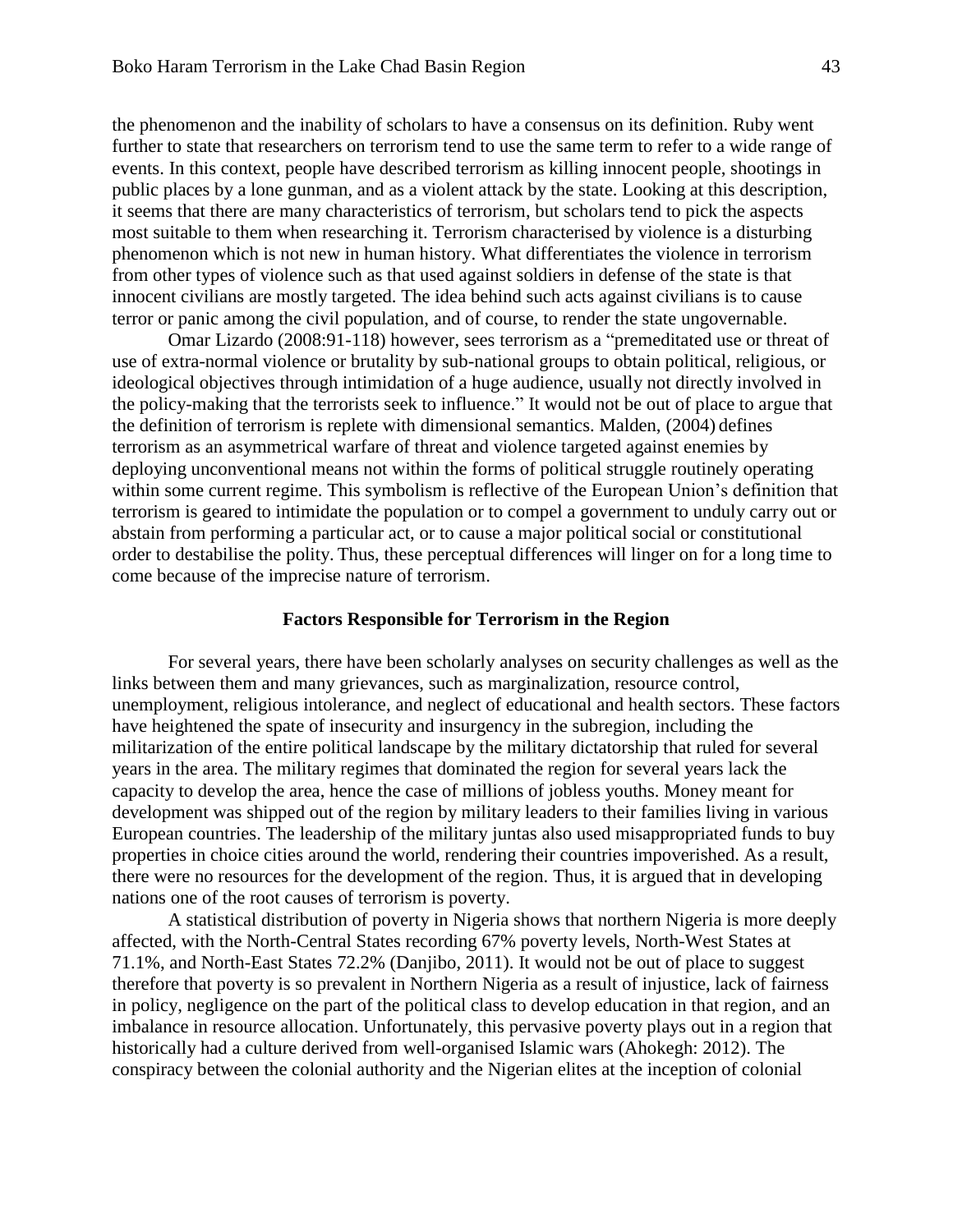the phenomenon and the inability of scholars to have a consensus on its definition. Ruby went further to state that researchers on terrorism tend to use the same term to refer to a wide range of events. In this context, people have described terrorism as killing innocent people, shootings in public places by a lone gunman, and as a violent attack by the state. Looking at this description, it seems that there are many characteristics of terrorism, but scholars tend to pick the aspects most suitable to them when researching it. Terrorism characterised by violence is a disturbing phenomenon which is not new in human history. What differentiates the violence in terrorism from other types of violence such as that used against soldiers in defense of the state is that innocent civilians are mostly targeted. The idea behind such acts against civilians is to cause terror or panic among the civil population, and of course, to render the state ungovernable.

Omar Lizardo (2008:91-118) however, sees terrorism as a "premeditated use or threat of use of extra-normal violence or brutality by sub-national groups to obtain political, religious, or ideological objectives through intimidation of a huge audience, usually not directly involved in the policy-making that the terrorists seek to influence." It would not be out of place to argue that the definition of terrorism is replete with dimensional semantics. Malden, (2004) defines terrorism as an asymmetrical warfare of threat and violence targeted against enemies by deploying unconventional means not within the forms of political struggle routinely operating within some current regime. This symbolism is reflective of the European Union's definition that terrorism is geared to intimidate the population or to compel a government to unduly carry out or abstain from performing a particular act, or to cause a major political social or constitutional order to destabilise the polity. Thus, these perceptual differences will linger on for a long time to come because of the imprecise nature of terrorism.

## Factors Responsible for Terrorism in the Region

For several years, there have been scholarly analyses on security challenges as well as the links between them and many grievances, such as marginalization, resource control, unemployment, religious intolerance, and neglect of educational and health sectors. These factors have heightened the spate of insecurity and insurgency in the subregion, including the militarization of the entire political landscape by the military dictatorship that ruled for several years in the area. The military regimes that dominated the region for several years lack the capacity to develop the area, hence the case of millions of jobless youths. Money meant for development was shipped out of the region by military leaders to their families living in various European countries. The leadership of the military juntas also used misappropriated funds to buy properties in choice cities around the world, rendering their countries impoverished. As a result, there were no resources for the development of the region. Thus, it is argued that in developing nations one of the root causes of terrorism is poverty.

A statistical distribution of poverty in Nigeria shows that northern Nigeria is more deeply affected, with the North-Central States recording 67% poverty levels, North-West States at 71.1%, and North-East States 72.2% (Danjibo, 2011). It would not be out of place to suggest therefore that poverty is so prevalent in Northern Nigeria as a result of injustice, lack of fairness in policy, negligence on the part of the political class to develop education in that region, and an imbalance in resource allocation. Unfortunately, this pervasive poverty plays out in a region that historically had a culture derived from well-organised Islamic wars (Ahokegh: 2012). The conspiracy between the colonial authority and the Nigerian elites at the inception of colonial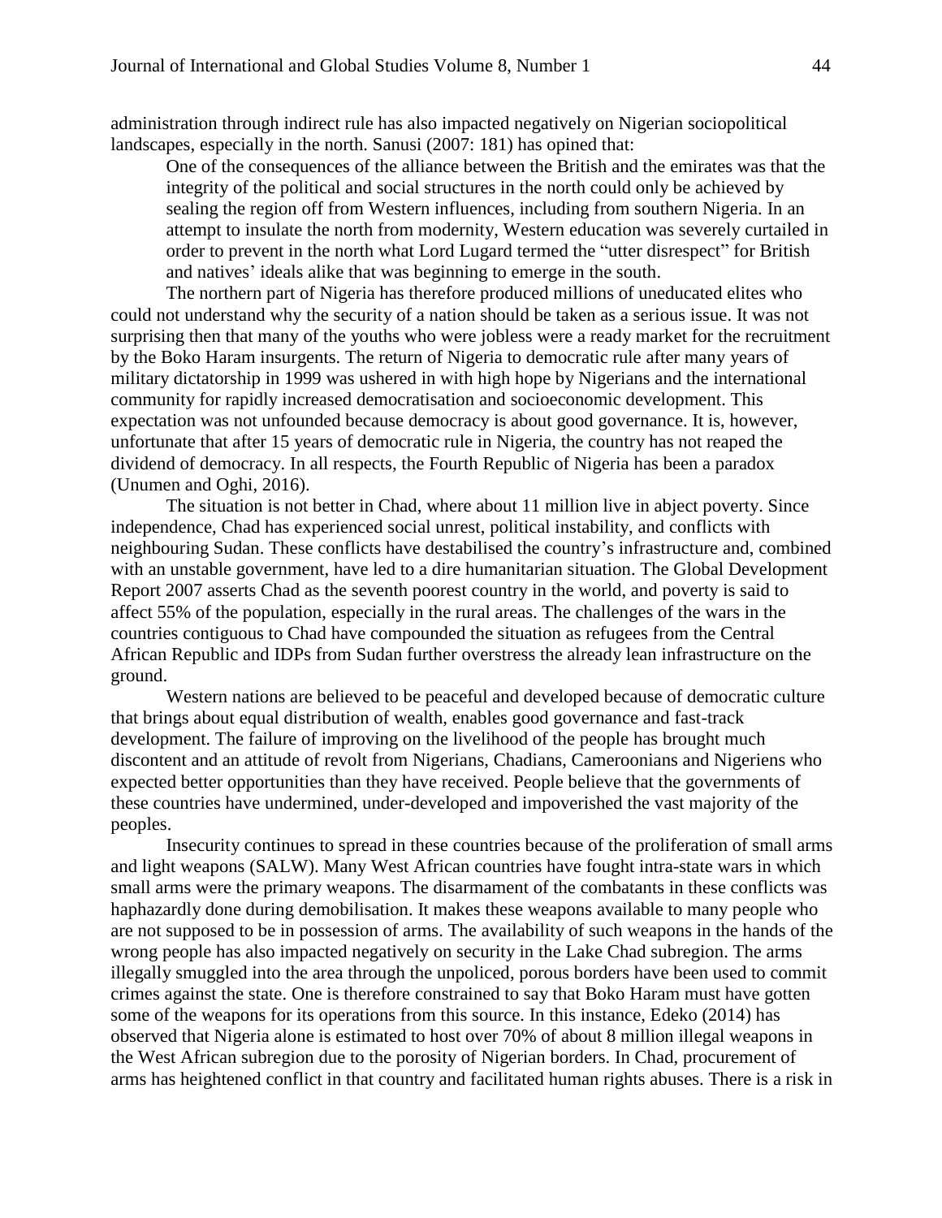administration through indirect rule has also impacted negatively on Nigerian sociopolitical landscapes, especially in the north. Sanusi (2007: 181) has opined that:

> One of the consequences of the alliance between the British and the emirates was that the integrity of the political and social structures in the north could only be achieved by sealing the region off from Western influences, including from southern Nigeria. In an attempt to insulate the north from modernity, Western education was severely curtailed in order to prevent in the north what Lord Lugard termed the "utter disrespect" for British and natives' ideals alike that was beginning to emerge in the south.

The northern part of Nigeria has therefore produced millions of uneducated elites who could not understand why the security of a nation should be taken as a serious issue. It was not surprising then that many of the youths who were jobless were a ready market for the recruitment by the Boko Haram insurgents. The return of Nigeria to democratic rule after many years of military dictatorship in 1999 was ushered in with high hope by Nigerians and the international community for rapidly increased democratisation and socioeconomic development. This expectation was not unfounded because democracy is about good governance. It is, however, unfortunate that after 15 years of democratic rule in Nigeria, the country has not reaped the dividend of democracy. In all respects, the Fourth Republic of Nigeria has been a paradox (Unumen and Oghi, 2016).

The situation is not better in Chad, where about 11 million live in abject poverty. Since independence, Chad has experienced social unrest, political instability, and conflicts with neighbouring Sudan. These conflicts have destabilised the country's infrastructure and, combined with an unstable government, have led to a dire humanitarian situation. The Global Development Report 2007 asserts Chad as the seventh poorest country in the world, and poverty is said to affect 55% of the population, especially in the rural areas. The challenges of the wars in the countries contiguous to Chad have compounded the situation as refugees from the Central African Republic and IDPs from Sudan further overstress the already lean infrastructure on the ground.

Western nations are believed to be peaceful and developed because of democratic culture that brings about equal distribution of wealth, enables good governance and fast-track development. The failure of improving on the livelihood of the people has brought much discontent and an attitude of revolt from Nigerians, Chadians, Cameroonians and Nigeriens who expected better opportunities than they have received. People believe that the governments of these countries have undermined, under-developed and impoverished the vast majority of the peoples.

Insecurity continues to spread in these countries because of the proliferation of small arms and light weapons (SALW). Many West African countries have fought intra-state wars in which small arms were the primary weapons. The disarmament of the combatants in these conflicts was haphazardly done during demobilisation. It makes these weapons available to many people who are not supposed to be in possession of arms. The availability of such weapons in the hands of the wrong people has also impacted negatively on security in the Lake Chad subregion. The arms illegally smuggled into the area through the unpoliced, porous borders have been used to commit crimes against the state. One is therefore constrained to say that Boko Haram must have gotten some of the weapons for its operations from this source. In this instance, Edeko (2014) has observed that Nigeria alone is estimated to host over 70% of about 8 million illegal weapons in the West African subregion due to the porosity of Nigerian borders. In Chad, procurement of arms has heightened conflict in that country and facilitated human rights abuses. There is a risk in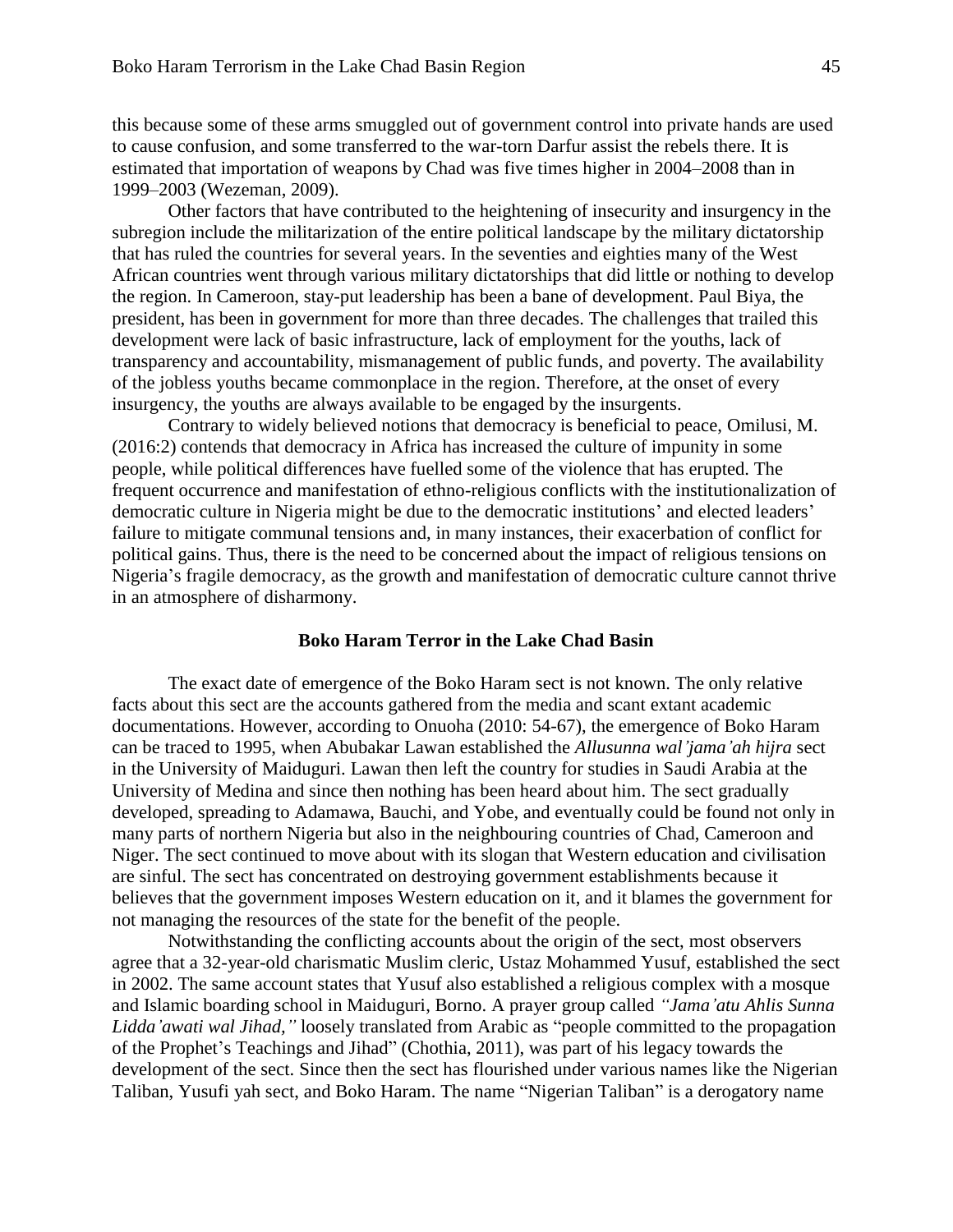this because some of these arms smuggled out of government control into private hands are used to cause confusion, and some transferred to the war-torn Darfur assist the rebels there. It is estimated that importation of weapons by Chad was five times higher in 2004–2008 than in 1999–2003 (Wezeman, 2009).

Other factors that have contributed to the heightening of insecurity and insurgency in the subregion include the militarization of the entire political landscape by the military dictatorship that has ruled the countries for several years. In the seventies and eighties many of the West African countries went through various military dictatorships that did little or nothing to develop the region. In Cameroon, stay-put leadership has been a bane of development. Paul Biya, the president, has been in government for more than three decades. The challenges that trailed this development were lack of basic infrastructure, lack of employment for the youths, lack of transparency and accountability, mismanagement of public funds, and poverty. The availability of the jobless youths became commonplace in the region. Therefore, at the onset of every insurgency, the youths are always available to be engaged by the insurgents.

Contrary to widely believed notions that democracy is beneficial to peace, Omilusi, M. (2016:2) contends that democracy in Africa has increased the culture of impunity in some people, while political differences have fuelled some of the violence that has erupted. The frequent occurrence and manifestation of ethno-religious conflicts with the institutionalization of democratic culture in Nigeria might be due to the democratic institutions' and elected leaders' failure to mitigate communal tensions and, in many instances, their exacerbation of conflict for political gains. Thus, there is the need to be concerned about the impact of religious tensions on Nigeria's fragile democracy, as the growth and manifestation of democratic culture cannot thrive in an atmosphere of disharmony.

## Boko Haram Terror in the Lake Chad Basin

The exact date of emergence of the Boko Haram sect is not known. The only relative facts about this sect are the accounts gathered from the media and scant extant academic documentations. However, according to Onuoha (2010: 54-67), the emergence of Boko Haram can be traced to 1995, when Abubakar Lawan established the *Allusunna wal'jama'ah hijra* sect in the University of Maiduguri. Lawan then left the country for studies in Saudi Arabia at the University of Medina and since then nothing has been heard about him. The sect gradually developed, spreading to Adamawa, Bauchi, and Yobe, and eventually could be found not only in many parts of northern Nigeria but also in the neighbouring countries of Chad, Cameroon and Niger. The sect continued to move about with its slogan that Western education and civilisation are sinful. The sect has concentrated on destroying government establishments because it believes that the government imposes Western education on it, and it blames the government for not managing the resources of the state for the benefit of the people.

Notwithstanding the conflicting accounts about the origin of the sect, most observers agree that a 32-year-old charismatic Muslim cleric, Ustaz Mohammed Yusuf, established the sect in 2002. The same account states that Yusuf also established a religious complex with a mosque and Islamic boarding school in Maiduguri, Borno. A prayer group called *"Jama'atu Ahlis Sunna Lidda'awati wal Jihad,"* loosely translated from Arabic as "people committed to the propagation of the Prophet's Teachings and Jihad" (Chothia, 2011), was part of his legacy towards the development of the sect. Since then the sect has flourished under various names like the Nigerian Taliban, Yusufi yah sect, and Boko Haram. The name "Nigerian Taliban" is a derogatory name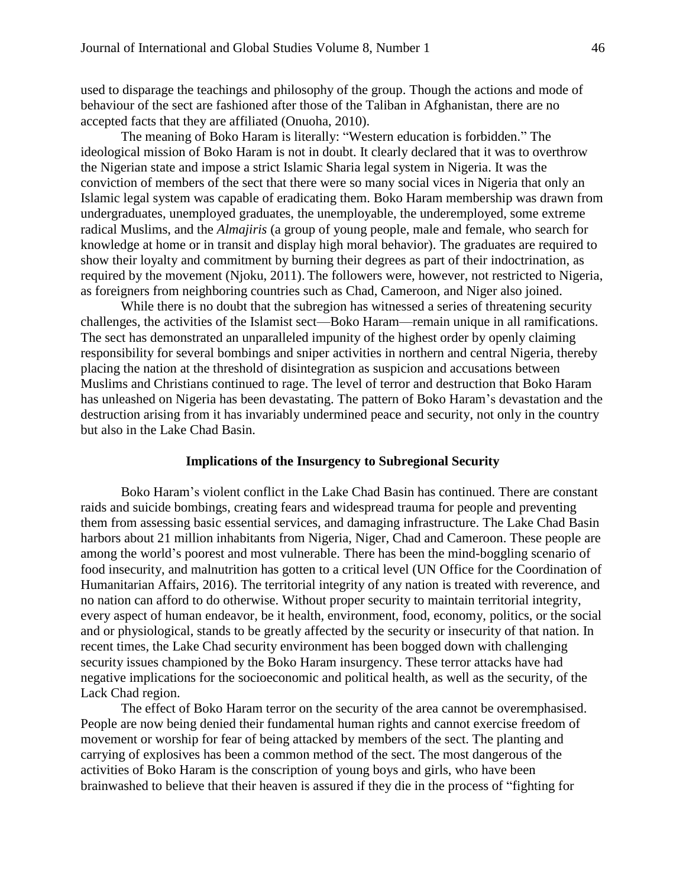used to disparage the teachings and philosophy of the group. Though the actions and mode of behaviour of the sect are fashioned after those of the Taliban in Afghanistan, there are no accepted facts that they are affiliated (Onuoha, 2010).

The meaning of Boko Haram is literally: "Western education is forbidden." The ideological mission of Boko Haram is not in doubt. It clearly declared that it was to overthrow the Nigerian state and impose a strict Islamic Sharia legal system in Nigeria. It was the conviction of members of the sect that there were so many social vices in Nigeria that only an Islamic legal system was capable of eradicating them. Boko Haram membership was drawn from undergraduates, unemployed graduates, the unemployable, the underemployed, some extreme radical Muslims, and the *Almajiris* (a group of young people, male and female, who search for knowledge at home or in transit and display high moral behavior). The graduates are required to show their loyalty and commitment by burning their degrees as part of their indoctrination, as required by the movement (Njoku, 2011). The followers were, however, not restricted to Nigeria, as foreigners from neighboring countries such as Chad, Cameroon, and Niger also joined.

While there is no doubt that the subregion has witnessed a series of threatening security challenges, the activities of the Islamist sect—Boko Haram—remain unique in all ramifications. The sect has demonstrated an unparalleled impunity of the highest order by openly claiming responsibility for several bombings and sniper activities in northern and central Nigeria, thereby placing the nation at the threshold of disintegration as suspicion and accusations between Muslims and Christians continued to rage. The level of terror and destruction that Boko Haram has unleashed on Nigeria has been devastating. The pattern of Boko Haram's devastation and the destruction arising from it has invariably undermined peace and security, not only in the country but also in the Lake Chad Basin.

## Implications of the Insurgency to Subregional Security

Boko Haram's violent conflict in the Lake Chad Basin has continued. There are constant raids and suicide bombings, creating fears and widespread trauma for people and preventing them from assessing basic essential services, and damaging infrastructure. The Lake Chad Basin harbors about 21 million inhabitants from Nigeria, Niger, Chad and Cameroon. These people are among the world's poorest and most vulnerable. There has been the mind-boggling scenario of food insecurity, and malnutrition has gotten to a critical level (UN Office for the Coordination of Humanitarian Affairs, 2016). The territorial integrity of any nation is treated with reverence, and no nation can afford to do otherwise. Without proper security to maintain territorial integrity, every aspect of human endeavor, be it health, environment, food, economy, politics, or the social and or physiological, stands to be greatly affected by the security or insecurity of that nation. In recent times, the Lake Chad security environment has been bogged down with challenging security issues championed by the Boko Haram insurgency. These terror attacks have had negative implications for the socioeconomic and political health, as well as the security, of the Lack Chad region.

The effect of Boko Haram terror on the security of the area cannot be overemphasised. People are now being denied their fundamental human rights and cannot exercise freedom of movement or worship for fear of being attacked by members of the sect. The planting and carrying of explosives has been a common method of the sect. The most dangerous of the activities of Boko Haram is the conscription of young boys and girls, who have been brainwashed to believe that their heaven is assured if they die in the process of "fighting for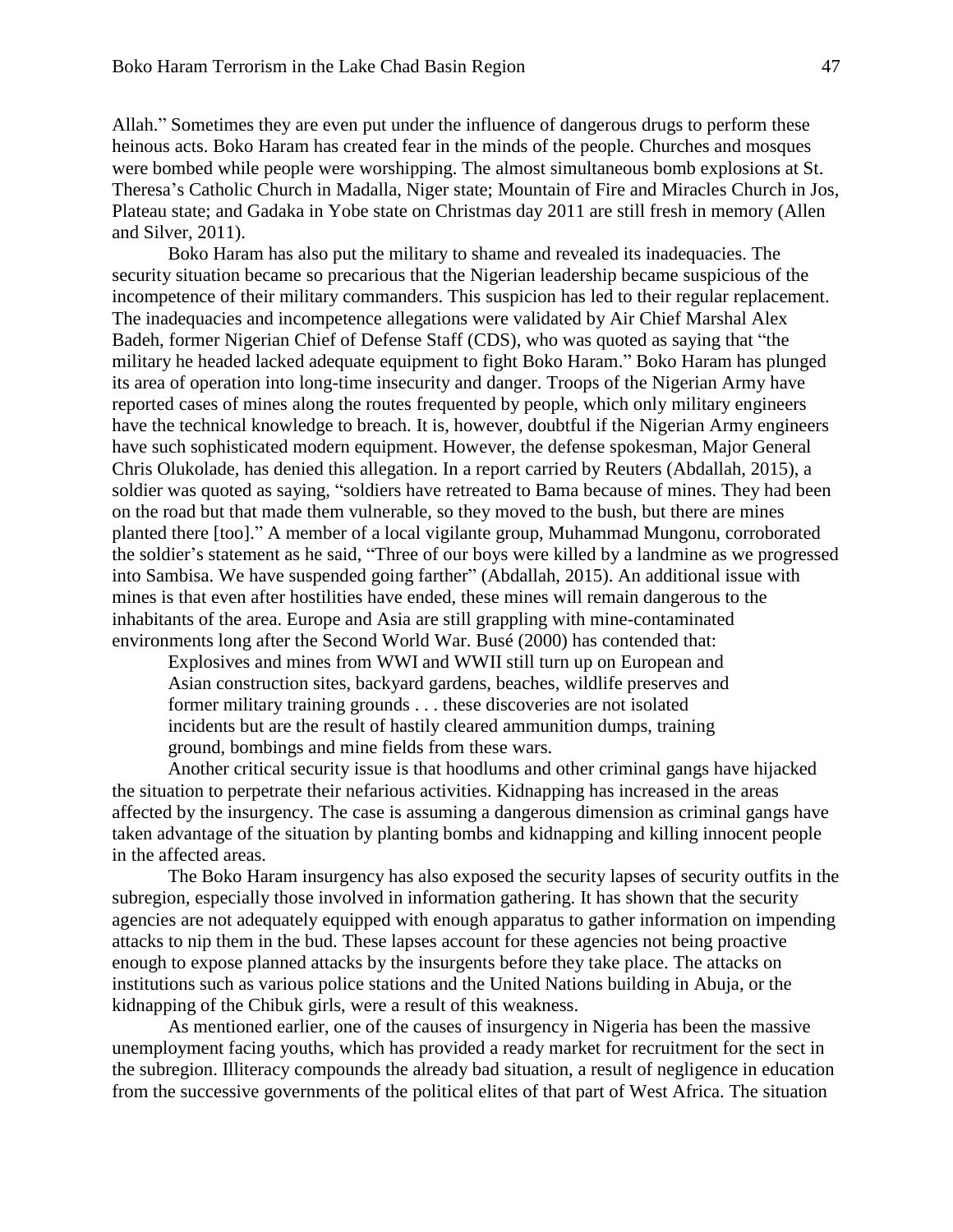Allah." Sometimes they are even put under the influence of dangerous drugs to perform these heinous acts. Boko Haram has created fear in the minds of the people. Churches and mosques were bombed while people were worshipping. The almost simultaneous bomb explosions at St. Theresa's Catholic Church in Madalla, Niger state; Mountain of Fire and Miracles Church in Jos, Plateau state; and Gadaka in Yobe state on Christmas day 2011 are still fresh in memory (Allen and Silver, 2011).

Boko Haram has also put the military to shame and revealed its inadequacies. The security situation became so precarious that the Nigerian leadership became suspicious of the incompetence of their military commanders. This suspicion has led to their regular replacement. The inadequacies and incompetence allegations were validated by Air Chief Marshal Alex Badeh, former Nigerian Chief of Defense Staff (CDS), who was quoted as saying that "the military he headed lacked adequate equipment to fight Boko Haram." Boko Haram has plunged its area of operation into long-time insecurity and danger. Troops of the Nigerian Army have reported cases of mines along the routes frequented by people, which only military engineers have the technical knowledge to breach. It is, however, doubtful if the Nigerian Army engineers have such sophisticated modern equipment. However, the defense spokesman, Major General Chris Olukolade, has denied this allegation. In a report carried by Reuters (Abdallah, 2015), a soldier was quoted as saying, "soldiers have retreated to Bama because of mines. They had been on the road but that made them vulnerable, so they moved to the bush, but there are mines planted there [too]." A member of a local vigilante group, Muhammad Mungonu, corroborated the soldier's statement as he said, "Three of our boys were killed by a landmine as we progressed into Sambisa. We have suspended going farther" (Abdallah, 2015). An additional issue with mines is that even after hostilities have ended, these mines will remain dangerous to the inhabitants of the area. Europe and Asia are still grappling with mine-contaminated environments long after the Second World War. Busé (2000) has contended that:

> Explosives and mines from WWI and WWII still turn up on European and Asian construction sites, backyard gardens, beaches, wildlife preserves and former military training grounds . . . these discoveries are not isolated incidents but are the result of hastily cleared ammunition dumps, training ground, bombings and mine fields from these wars.

Another critical security issue is that hoodlums and other criminal gangs have hijacked the situation to perpetrate their nefarious activities. Kidnapping has increased in the areas affected by the insurgency. The case is assuming a dangerous dimension as criminal gangs have taken advantage of the situation by planting bombs and kidnapping and killing innocent people in the affected areas.

The Boko Haram insurgency has also exposed the security lapses of security outfits in the subregion, especially those involved in information gathering. It has shown that the security agencies are not adequately equipped with enough apparatus to gather information on impending attacks to nip them in the bud. These lapses account for these agencies not being proactive enough to expose planned attacks by the insurgents before they take place. The attacks on institutions such as various police stations and the United Nations building in Abuja, or the kidnapping of the Chibuk girls, were a result of this weakness.

As mentioned earlier, one of the causes of insurgency in Nigeria has been the massive unemployment facing youths, which has provided a ready market for recruitment for the sect in the subregion. Illiteracy compounds the already bad situation, a result of negligence in education from the successive governments of the political elites of that part of West Africa. The situation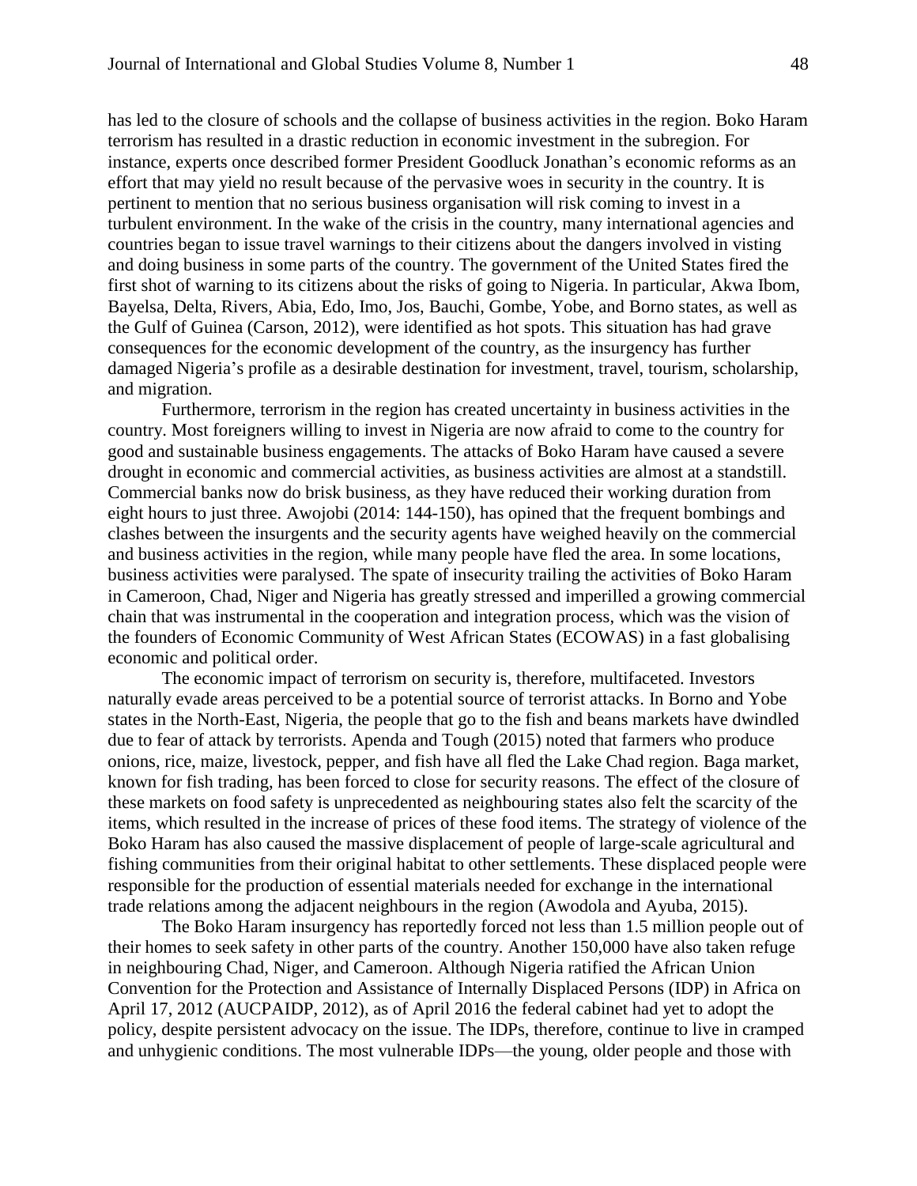has led to the closure of schools and the collapse of business activities in the region. Boko Haram terrorism has resulted in a drastic reduction in economic investment in the subregion. For instance, experts once described former President Goodluck Jonathan's economic reforms as an effort that may yield no result because of the pervasive woes in security in the country. It is pertinent to mention that no serious business organisation will risk coming to invest in a turbulent environment. In the wake of the crisis in the country, many international agencies and countries began to issue travel warnings to their citizens about the dangers involved in visting and doing business in some parts of the country. The government of the United States fired the first shot of warning to its citizens about the risks of going to Nigeria. In particular, Akwa Ibom, Bayelsa, Delta, Rivers, Abia, Edo, Imo, Jos, Bauchi, Gombe, Yobe, and Borno states, as well as the Gulf of Guinea (Carson, 2012), were identified as hot spots. This situation has had grave consequences for the economic development of the country, as the insurgency has further damaged Nigeria's profile as a desirable destination for investment, travel, tourism, scholarship, and migration.

Furthermore, terrorism in the region has created uncertainty in business activities in the country. Most foreigners willing to invest in Nigeria are now afraid to come to the country for good and sustainable business engagements. The attacks of Boko Haram have caused a severe drought in economic and commercial activities, as business activities are almost at a standstill. Commercial banks now do brisk business, as they have reduced their working duration from eight hours to just three. Awojobi (2014: 144-150), has opined that the frequent bombings and clashes between the insurgents and the security agents have weighed heavily on the commercial and business activities in the region, while many people have fled the area. In some locations, business activities were paralysed. The spate of insecurity trailing the activities of Boko Haram in Cameroon, Chad, Niger and Nigeria has greatly stressed and imperilled a growing commercial chain that was instrumental in the cooperation and integration process, which was the vision of the founders of Economic Community of West African States (ECOWAS) in a fast globalising economic and political order.

The economic impact of terrorism on security is, therefore, multifaceted. Investors naturally evade areas perceived to be a potential source of terrorist attacks. In Borno and Yobe states in the North-East, Nigeria, the people that go to the fish and beans markets have dwindled due to fear of attack by terrorists. Apenda and Tough (2015) noted that farmers who produce onions, rice, maize, livestock, pepper, and fish have all fled the Lake Chad region. Baga market, known for fish trading, has been forced to close for security reasons. The effect of the closure of these markets on food safety is unprecedented as neighbouring states also felt the scarcity of the items, which resulted in the increase of prices of these food items. The strategy of violence of the Boko Haram has also caused the massive displacement of people of large-scale agricultural and fishing communities from their original habitat to other settlements. These displaced people were responsible for the production of essential materials needed for exchange in the international trade relations among the adjacent neighbours in the region (Awodola and Ayuba, 2015).

The Boko Haram insurgency has reportedly forced not less than 1.5 million people out of their homes to seek safety in other parts of the country. Another 150,000 have also taken refuge in neighbouring Chad, Niger, and Cameroon. Although Nigeria ratified the African Union Convention for the Protection and Assistance of Internally Displaced Persons (IDP) in Africa on April 17, 2012 (AUCPAIDP, 2012), as of April 2016 the federal cabinet had yet to adopt the policy, despite persistent advocacy on the issue. The IDPs, therefore, continue to live in cramped and unhygienic conditions. The most vulnerable IDPs—the young, older people and those with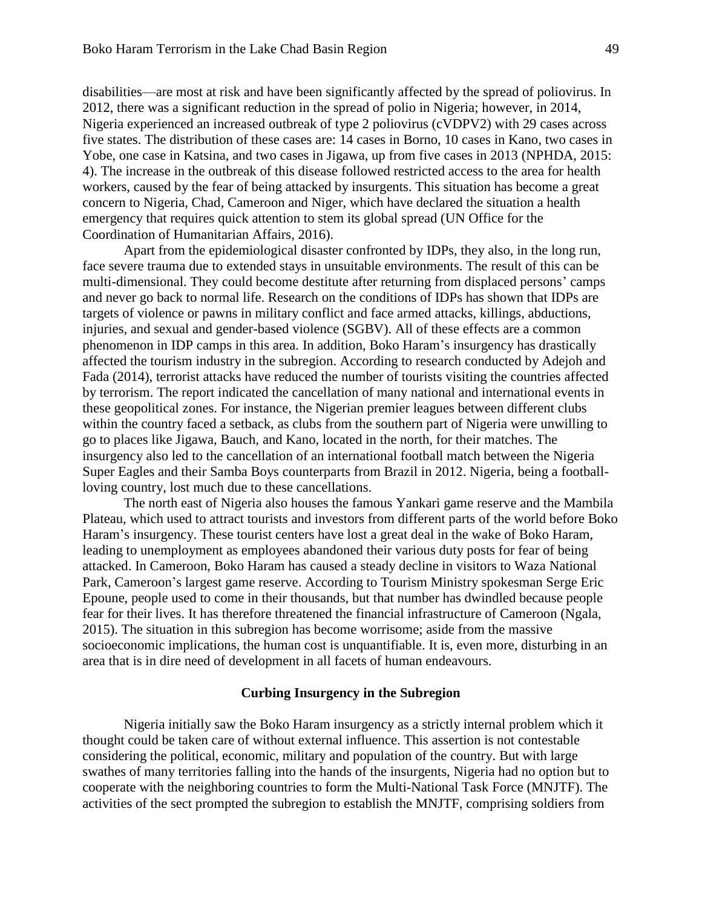disabilities—are most at risk and have been significantly affected by the spread of poliovirus. In 2012, there was a significant reduction in the spread of polio in Nigeria; however, in 2014, Nigeria experienced an increased outbreak of type 2 poliovirus (cVDPV2) with 29 cases across five states. The distribution of these cases are: 14 cases in Borno, 10 cases in Kano, two cases in Yobe, one case in Katsina, and two cases in Jigawa, up from five cases in 2013 (NPHDA, 2015: 4). The increase in the outbreak of this disease followed restricted access to the area for health workers, caused by the fear of being attacked by insurgents. This situation has become a great concern to Nigeria, Chad, Cameroon and Niger, which have declared the situation a health emergency that requires quick attention to stem its global spread (UN Office for the Coordination of Humanitarian Affairs, 2016).

Apart from the epidemiological disaster confronted by IDPs, they also, in the long run, face severe trauma due to extended stays in unsuitable environments. The result of this can be multi-dimensional. They could become destitute after returning from displaced persons' camps and never go back to normal life. Research on the conditions of IDPs has shown that IDPs are targets of violence or pawns in military conflict and face armed attacks, killings, abductions, injuries, and sexual and gender-based violence (SGBV). All of these effects are a common phenomenon in IDP camps in this area. In addition, Boko Haram's insurgency has drastically affected the tourism industry in the subregion. According to research conducted by Adejoh and Fada (2014), terrorist attacks have reduced the number of tourists visiting the countries affected by terrorism. The report indicated the cancellation of many national and international events in these geopolitical zones. For instance, the Nigerian premier leagues between different clubs within the country faced a setback, as clubs from the southern part of Nigeria were unwilling to go to places like Jigawa, Bauch, and Kano, located in the north, for their matches. The insurgency also led to the cancellation of an international football match between the Nigeria Super Eagles and their Samba Boys counterparts from Brazil in 2012. Nigeria, being a football-loving country, lost much due to these cancellations.

The north east of Nigeria also houses the famous Yankari game reserve and the Mambila Plateau, which used to attract tourists and investors from different parts of the world before Boko Haram's insurgency. These tourist centers have lost a great deal in the wake of Boko Haram, leading to unemployment as employees abandoned their various duty posts for fear of being attacked. In Cameroon, Boko Haram has caused a steady decline in visitors to Waza National Park, Cameroon's largest game reserve. According to Tourism Ministry spokesman Serge Eric Epoune, people used to come in their thousands, but that number has dwindled because people fear for their lives. It has therefore threatened the financial infrastructure of Cameroon (Ngala, 2015). The situation in this subregion has become worrisome; aside from the massive socioeconomic implications, the human cost is unquantifiable. It is, even more, disturbing in an area that is in dire need of development in all facets of human endeavours.

## Curbing Insurgency in the Subregion

Nigeria initially saw the Boko Haram insurgency as a strictly internal problem which it thought could be taken care of without external influence. This assertion is not contestable considering the political, economic, military and population of the country. But with large swathes of many territories falling into the hands of the insurgents, Nigeria had no option but to cooperate with the neighboring countries to form the Multi-National Task Force (MNJTF). The activities of the sect prompted the subregion to establish the MNJTF, comprising soldiers from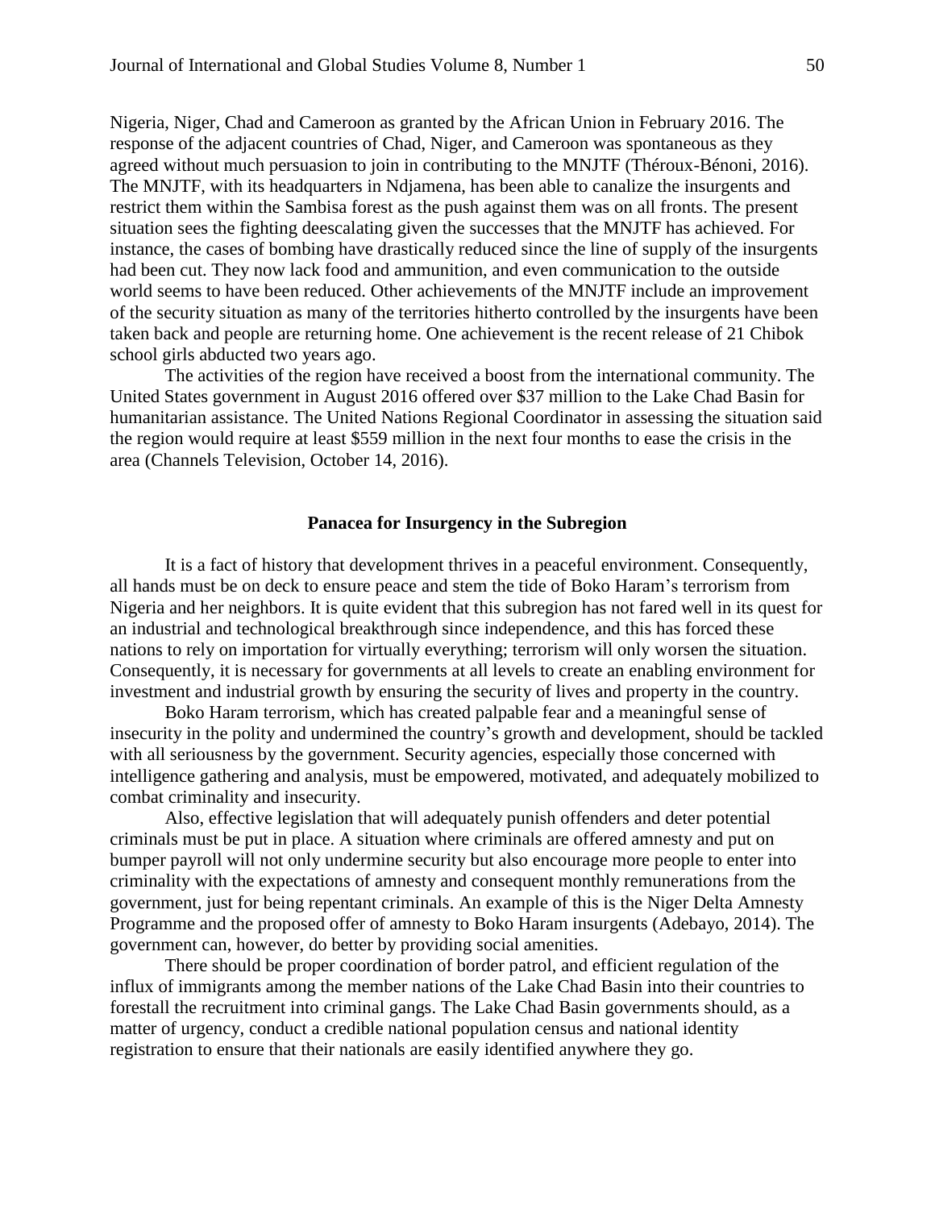Nigeria, Niger, Chad and Cameroon as granted by the African Union in February 2016. The response of the adjacent countries of Chad, Niger, and Cameroon was spontaneous as they agreed without much persuasion to join in contributing to the MNJTF (Théroux-Bénoni, 2016). The MNJTF, with its headquarters in Ndjamena, has been able to canalize the insurgents and restrict them within the Sambisa forest as the push against them was on all fronts. The present situation sees the fighting deescalating given the successes that the MNJTF has achieved. For instance, the cases of bombing have drastically reduced since the line of supply of the insurgents had been cut. They now lack food and ammunition, and even communication to the outside world seems to have been reduced. Other achievements of the MNJTF include an improvement of the security situation as many of the territories hitherto controlled by the insurgents have been taken back and people are returning home. One achievement is the recent release of 21 Chibok school girls abducted two years ago.

The activities of the region have received a boost from the international community. The United States government in August 2016 offered over $37 million to the Lake Chad Basin for humanitarian assistance. The United Nations Regional Coordinator in assessing the situation said the region would require at least $559 million in the next four months to ease the crisis in the area (Channels Television, October 14, 2016).

## Panacea for Insurgency in the Subregion

It is a fact of history that development thrives in a peaceful environment. Consequently, all hands must be on deck to ensure peace and stem the tide of Boko Haram's terrorism from Nigeria and her neighbors. It is quite evident that this subregion has not fared well in its quest for an industrial and technological breakthrough since independence, and this has forced these nations to rely on importation for virtually everything; terrorism will only worsen the situation. Consequently, it is necessary for governments at all levels to create an enabling environment for investment and industrial growth by ensuring the security of lives and property in the country.

Boko Haram terrorism, which has created palpable fear and a meaningful sense of insecurity in the polity and undermined the country's growth and development, should be tackled with all seriousness by the government. Security agencies, especially those concerned with intelligence gathering and analysis, must be empowered, motivated, and adequately mobilized to combat criminality and insecurity.

Also, effective legislation that will adequately punish offenders and deter potential criminals must be put in place. A situation where criminals are offered amnesty and put on bumper payroll will not only undermine security but also encourage more people to enter into criminality with the expectations of amnesty and consequent monthly remunerations from the government, just for being repentant criminals. An example of this is the Niger Delta Amnesty Programme and the proposed offer of amnesty to Boko Haram insurgents (Adebayo, 2014). The government can, however, do better by providing social amenities.

There should be proper coordination of border patrol, and efficient regulation of the influx of immigrants among the member nations of the Lake Chad Basin into their countries to forestall the recruitment into criminal gangs. The Lake Chad Basin governments should, as a matter of urgency, conduct a credible national population census and national identity registration to ensure that their nationals are easily identified anywhere they go.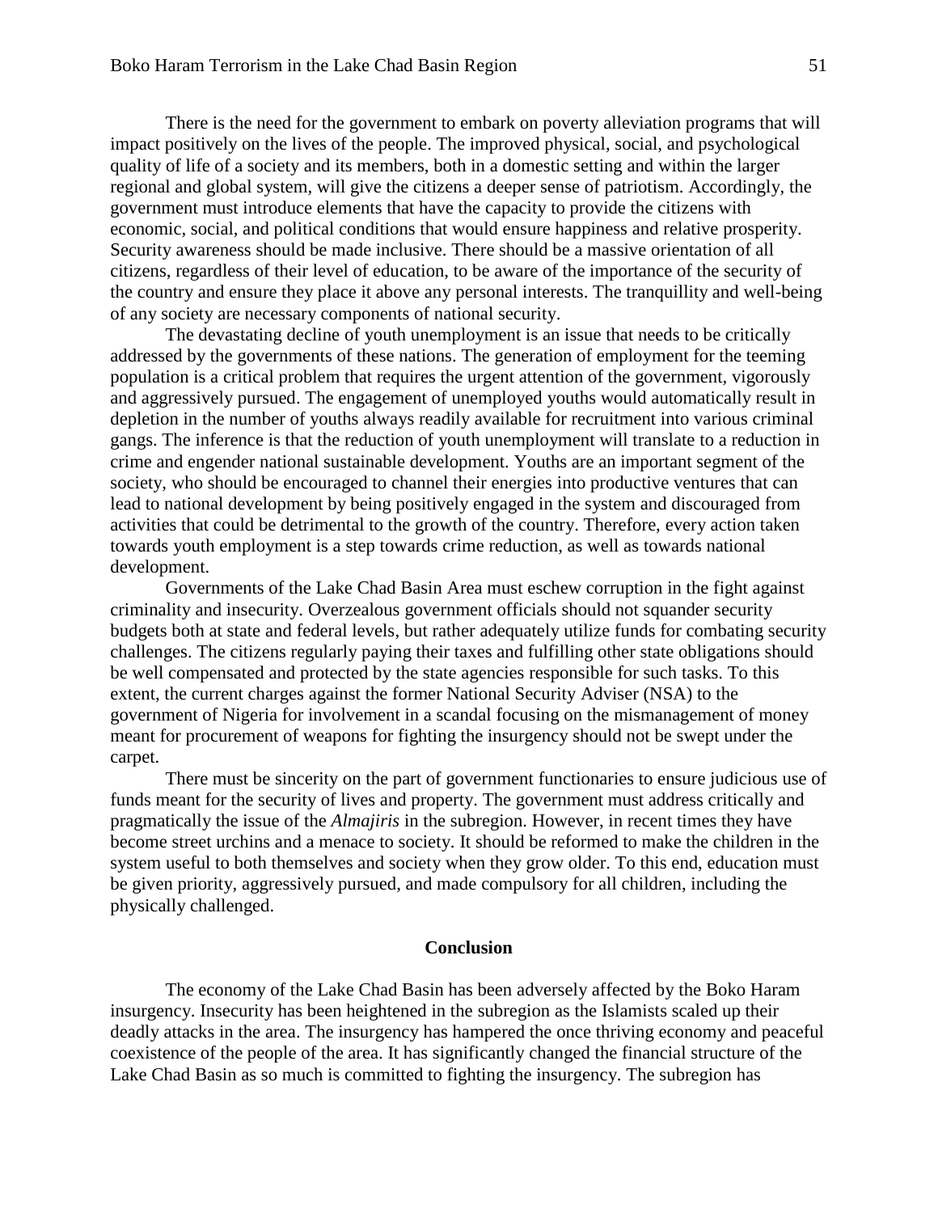There is the need for the government to embark on poverty alleviation programs that will impact positively on the lives of the people. The improved physical, social, and psychological quality of life of a society and its members, both in a domestic setting and within the larger regional and global system, will give the citizens a deeper sense of patriotism. Accordingly, the government must introduce elements that have the capacity to provide the citizens with economic, social, and political conditions that would ensure happiness and relative prosperity. Security awareness should be made inclusive. There should be a massive orientation of all citizens, regardless of their level of education, to be aware of the importance of the security of the country and ensure they place it above any personal interests. The tranquillity and well-being of any society are necessary components of national security.

The devastating decline of youth unemployment is an issue that needs to be critically addressed by the governments of these nations. The generation of employment for the teeming population is a critical problem that requires the urgent attention of the government, vigorously and aggressively pursued. The engagement of unemployed youths would automatically result in depletion in the number of youths always readily available for recruitment into various criminal gangs. The inference is that the reduction of youth unemployment will translate to a reduction in crime and engender national sustainable development. Youths are an important segment of the society, who should be encouraged to channel their energies into productive ventures that can lead to national development by being positively engaged in the system and discouraged from activities that could be detrimental to the growth of the country. Therefore, every action taken towards youth employment is a step towards crime reduction, as well as towards national development.

Governments of the Lake Chad Basin Area must eschew corruption in the fight against criminality and insecurity. Overzealous government officials should not squander security budgets both at state and federal levels, but rather adequately utilize funds for combating security challenges. The citizens regularly paying their taxes and fulfilling other state obligations should be well compensated and protected by the state agencies responsible for such tasks. To this extent, the current charges against the former National Security Adviser (NSA) to the government of Nigeria for involvement in a scandal focusing on the mismanagement of money meant for procurement of weapons for fighting the insurgency should not be swept under the carpet.

There must be sincerity on the part of government functionaries to ensure judicious use of funds meant for the security of lives and property. The government must address critically and pragmatically the issue of the *Almajiris* in the subregion. However, in recent times they have become street urchins and a menace to society. It should be reformed to make the children in the system useful to both themselves and society when they grow older. To this end, education must be given priority, aggressively pursued, and made compulsory for all children, including the physically challenged.

## Conclusion

The economy of the Lake Chad Basin has been adversely affected by the Boko Haram insurgency. Insecurity has been heightened in the subregion as the Islamists scaled up their deadly attacks in the area. The insurgency has hampered the once thriving economy and peaceful coexistence of the people of the area. It has significantly changed the financial structure of the Lake Chad Basin as so much is committed to fighting the insurgency. The subregion has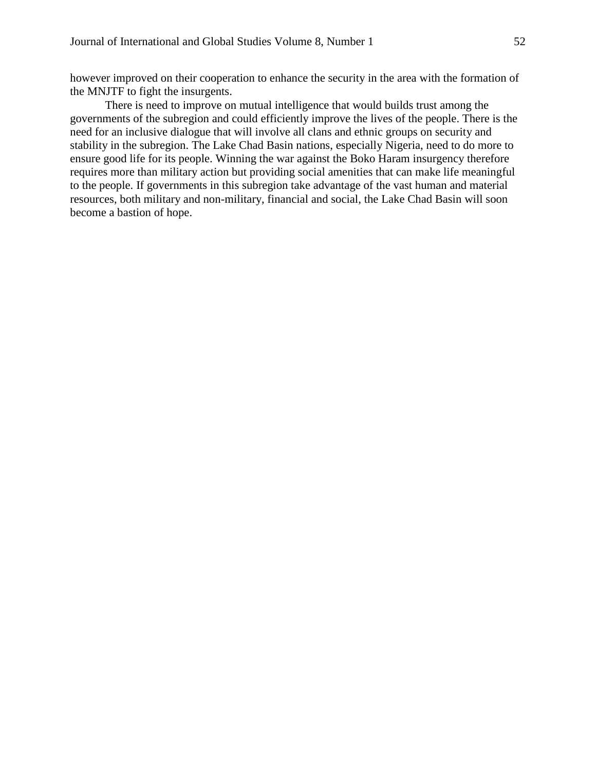however improved on their cooperation to enhance the security in the area with the formation of the MNJTF to fight the insurgents.

There is need to improve on mutual intelligence that would builds trust among the governments of the subregion and could efficiently improve the lives of the people. There is the need for an inclusive dialogue that will involve all clans and ethnic groups on security and stability in the subregion. The Lake Chad Basin nations, especially Nigeria, need to do more to ensure good life for its people. Winning the war against the Boko Haram insurgency therefore requires more than military action but providing social amenities that can make life meaningful to the people. If governments in this subregion take advantage of the vast human and material resources, both military and non-military, financial and social, the Lake Chad Basin will soon become a bastion of hope.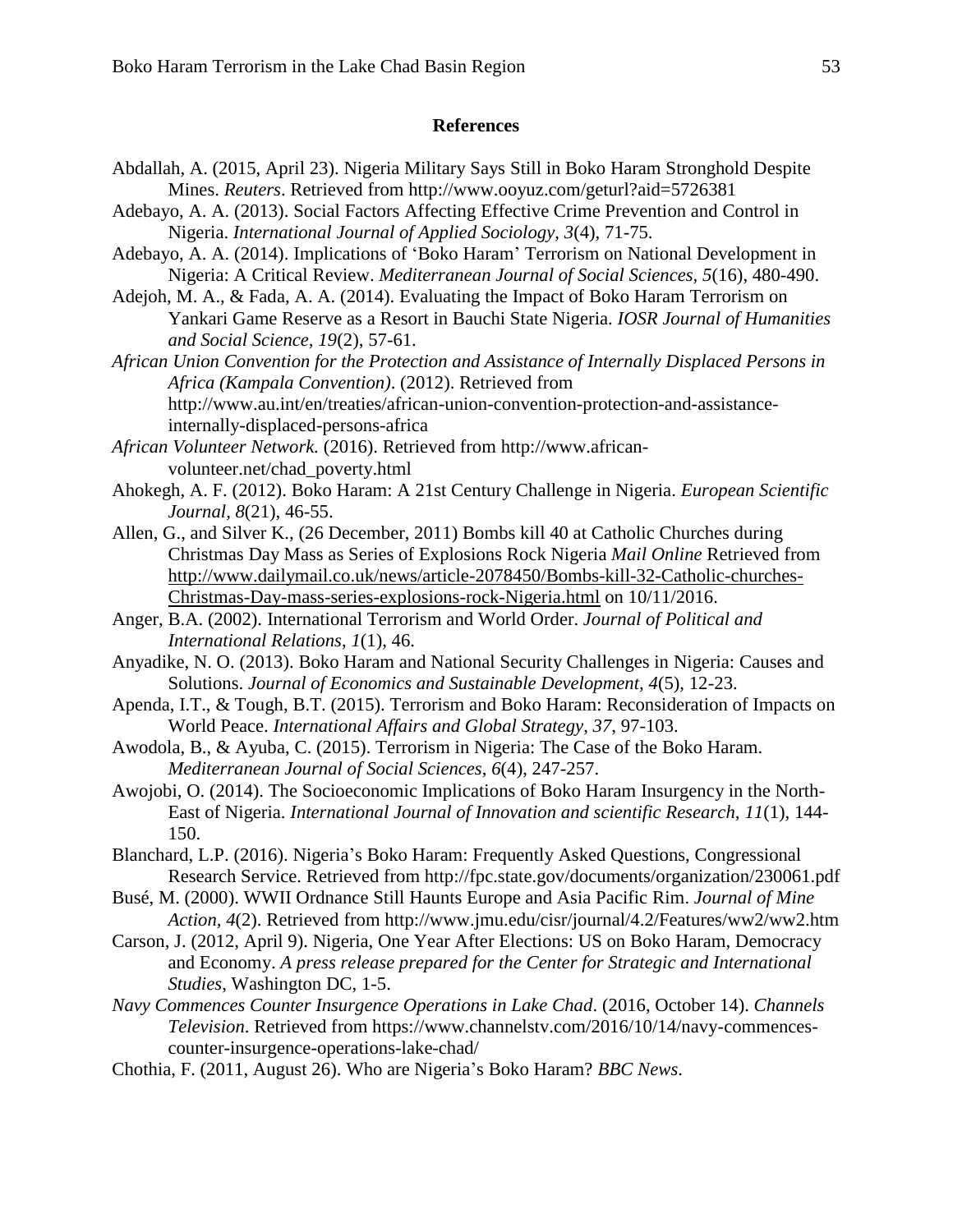## References

Abdallah, A. (2015, April 23). Nigeria Military Says Still in Boko Haram Stronghold Despite Mines. *Reuters*. Retrieved from http://www.ooyuz.com/geturl?aid=5726381

Adebayo, A. A. (2013). Social Factors Affecting Effective Crime Prevention and Control in Nigeria. *International Journal of Applied Sociology*, *3*(4), 71-75.

Adebayo, A. A. (2014). Implications of 'Boko Haram' Terrorism on National Development in Nigeria: A Critical Review. *Mediterranean Journal of Social Sciences, 5*(16), 480-490.

Adejoh, M. A., & Fada, A. A. (2014). Evaluating the Impact of Boko Haram Terrorism on Yankari Game Reserve as a Resort in Bauchi State Nigeria. *IOSR Journal of Humanities and Social Science, 19*(2), 57-61.

*African Union Convention for the Protection and Assistance of Internally Displaced Persons in Africa (Kampala Convention)*. (2012). Retrieved from http://www.au.int/en/treaties/african-union-convention-protection-and-assistance-internally-displaced-persons-africa

*African Volunteer Network.* (2016). Retrieved from http://www.african-volunteer.net/chad_poverty.html

Ahokegh, A. F. (2012). Boko Haram: A 21st Century Challenge in Nigeria. *European Scientific Journal*, *8*(21), 46-55.

Allen, G., and Silver K., (26 December, 2011) Bombs kill 40 at Catholic Churches during Christmas Day Mass as Series of Explosions Rock Nigeria *Mail Online* Retrieved from http://www.dailymail.co.uk/news/article-2078450/Bombs-kill-32-Catholic-churches-Christmas-Day-mass-series-explosions-rock-Nigeria.html on 10/11/2016.

Anger, B.A. (2002). International Terrorism and World Order. *Journal of Political and International Relations*, *1*(1), 46.

Anyadike, N. O. (2013). Boko Haram and National Security Challenges in Nigeria: Causes and Solutions. *Journal of Economics and Sustainable Development*, *4*(5), 12-23.

Apenda, I.T., & Tough, B.T. (2015). Terrorism and Boko Haram: Reconsideration of Impacts on World Peace. *International Affairs and Global Strategy, 37*, 97-103.

Awodola, B., & Ayuba, C. (2015). Terrorism in Nigeria: The Case of the Boko Haram. *Mediterranean Journal of Social Sciences*, *6*(4), 247-257.

Awojobi, O. (2014). The Socioeconomic Implications of Boko Haram Insurgency in the North-East of Nigeria. *International Journal of Innovation and scientific Research, 11*(1), 144-150.

Blanchard, L.P. (2016). Nigeria's Boko Haram: Frequently Asked Questions, Congressional Research Service. Retrieved from http://fpc.state.gov/documents/organization/230061.pdf

Busé, M. (2000). WWII Ordnance Still Haunts Europe and Asia Pacific Rim. *Journal of Mine Action, 4*(2). Retrieved from http://www.jmu.edu/cisr/journal/4.2/Features/ww2/ww2.htm

Carson, J. (2012, April 9). Nigeria, One Year After Elections: US on Boko Haram, Democracy and Economy. *A press release prepared for the Center for Strategic and International Studies*, Washington DC, 1-5.

*Navy Commences Counter Insurgence Operations in Lake Chad*. (2016, October 14). *Channels Television*. Retrieved from https://www.channelstv.com/2016/10/14/navy-commences-counter-insurgence-operations-lake-chad/

Chothia, F. (2011, August 26). Who are Nigeria's Boko Haram? *BBC News*.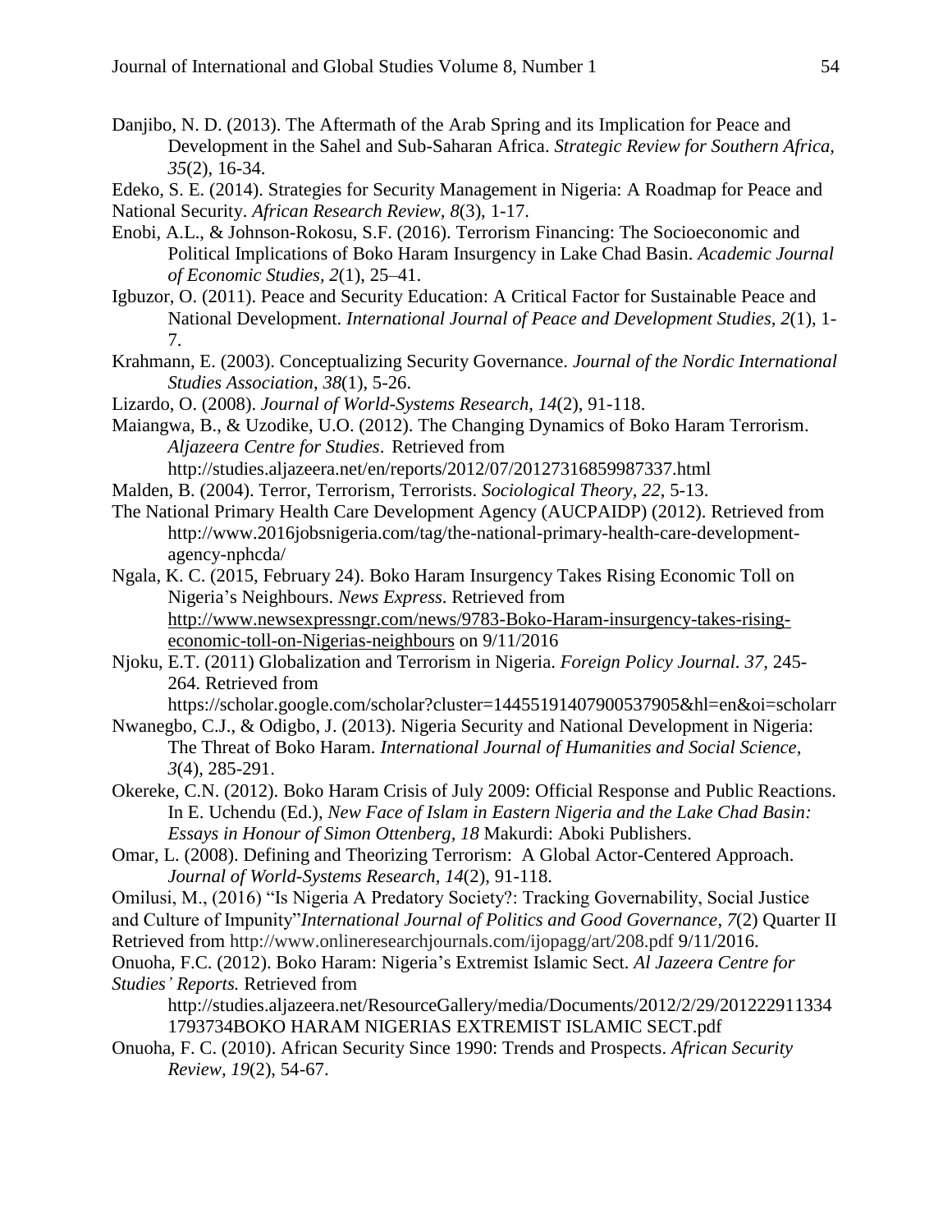Danjibo, N. D. (2013). The Aftermath of the Arab Spring and its Implication for Peace and Development in the Sahel and Sub-Saharan Africa. *Strategic Review for Southern Africa, 35*(2), 16-34.

Edeko, S. E. (2014). Strategies for Security Management in Nigeria: A Roadmap for Peace and National Security. *African Research Review, 8*(3), 1-17.

Enobi, A.L., & Johnson-Rokosu, S.F. (2016). Terrorism Financing: The Socioeconomic and Political Implications of Boko Haram Insurgency in Lake Chad Basin. *Academic Journal of Economic Studies*, *2*(1), 25–41.

Igbuzor, O. (2011). Peace and Security Education: A Critical Factor for Sustainable Peace and National Development. *International Journal of Peace and Development Studies, 2*(1), 1-7.

Krahmann, E. (2003). Conceptualizing Security Governance. *Journal of the Nordic International Studies Association*, *38*(1), 5-26.

Lizardo, O. (2008). *Journal of World-Systems Research*, *14*(2), 91-118.

Maiangwa, B., & Uzodike, U.O. (2012). The Changing Dynamics of Boko Haram Terrorism. *Aljazeera Centre for Studies*. Retrieved from http://studies.aljazeera.net/en/reports/2012/07/20127316859987337.html

Malden, B. (2004). Terror, Terrorism, Terrorists. *Sociological Theory, 22*, 5-13.

The National Primary Health Care Development Agency (AUCPAIDP) (2012). Retrieved from http://www.2016jobsnigeria.com/tag/the-national-primary-health-care-development-agency-nphcda/

Ngala, K. C. (2015, February 24). Boko Haram Insurgency Takes Rising Economic Toll on Nigeria's Neighbours. *News Express*. Retrieved from http://www.newsexpressngr.com/news/9783-Boko-Haram-insurgency-takes-rising-economic-toll-on-Nigerias-neighbours on 9/11/2016

Njoku, E.T. (2011) Globalization and Terrorism in Nigeria. *Foreign Policy Journal*. *37*, 245-264. Retrieved from https://scholar.google.com/scholar?cluster=14455191407900537905&hl=en&oi=scholarr

Nwanegbo, C.J., & Odigbo, J. (2013). Nigeria Security and National Development in Nigeria: The Threat of Boko Haram. *International Journal of Humanities and Social Science, 3*(4), 285-291.

Okereke, C.N. (2012). Boko Haram Crisis of July 2009: Official Response and Public Reactions. In E. Uchendu (Ed.), *New Face of Islam in Eastern Nigeria and the Lake Chad Basin: Essays in Honour of Simon Ottenberg, 18* Makurdi: Aboki Publishers.

Omar, L. (2008). Defining and Theorizing Terrorism: A Global Actor-Centered Approach. *Journal of World-Systems Research, 14*(2), 91-118.

Omilusi, M., (2016) "Is Nigeria A Predatory Society?: Tracking Governability, Social Justice and Culture of Impunity"*International Journal of Politics and Good Governance*, *7*(2) Quarter II Retrieved from http://www.onlineresearchjournals.com/ijopagg/art/208.pdf 9/11/2016.

Onuoha, F.C. (2012). Boko Haram: Nigeria's Extremist Islamic Sect. *Al Jazeera Centre for Studies' Reports.* Retrieved from http://studies.aljazeera.net/ResourceGallery/media/Documents/2012/2/29/2012229113341793734BOKO HARAM NIGERIAS EXTREMIST ISLAMIC SECT.pdf

Onuoha, F. C. (2010). African Security Since 1990: Trends and Prospects. *African Security Review*, *19*(2), 54-67.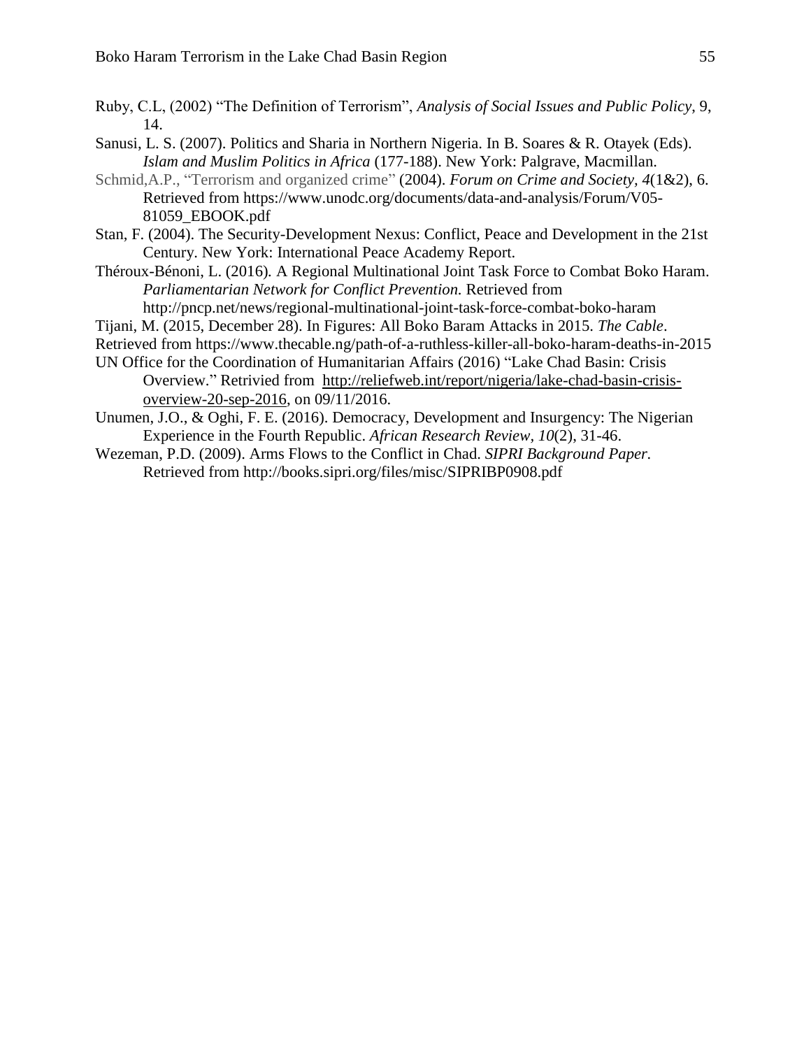Ruby, C.L, (2002) "The Definition of Terrorism", *Analysis of Social Issues and Public Policy*, 9, 14.

Sanusi, L. S. (2007). Politics and Sharia in Northern Nigeria. In B. Soares & R. Otayek (Eds). *Islam and Muslim Politics in Africa* (177-188). New York: Palgrave, Macmillan.

Schmid,A.P., "Terrorism and organized crime" (2004). *Forum on Crime and Society, 4*(1&2), 6. Retrieved from https://www.unodc.org/documents/data-and-analysis/Forum/V05-81059_EBOOK.pdf

Stan, F. (2004). The Security-Development Nexus: Conflict, Peace and Development in the 21st Century. New York: International Peace Academy Report.

Théroux-Bénoni, L. (2016). A Regional Multinational Joint Task Force to Combat Boko Haram. *Parliamentarian Network for Conflict Prevention.* Retrieved from http://pncp.net/news/regional-multinational-joint-task-force-combat-boko-haram

Tijani, M. (2015, December 28). In Figures: All Boko Baram Attacks in 2015. *The Cable*. Retrieved from https://www.thecable.ng/path-of-a-ruthless-killer-all-boko-haram-deaths-in-2015

UN Office for the Coordination of Humanitarian Affairs (2016) "Lake Chad Basin: Crisis Overview." Retrivied from http://reliefweb.int/report/nigeria/lake-chad-basin-crisis-overview-20-sep-2016, on 09/11/2016.

Unumen, J.O., & Oghi, F. E. (2016). Democracy, Development and Insurgency: The Nigerian Experience in the Fourth Republic. *African Research Review, 10*(2), 31-46.

Wezeman, P.D. (2009). Arms Flows to the Conflict in Chad. *SIPRI Background Paper.* Retrieved from http://books.sipri.org/files/misc/SIPRIBP0908.pdf